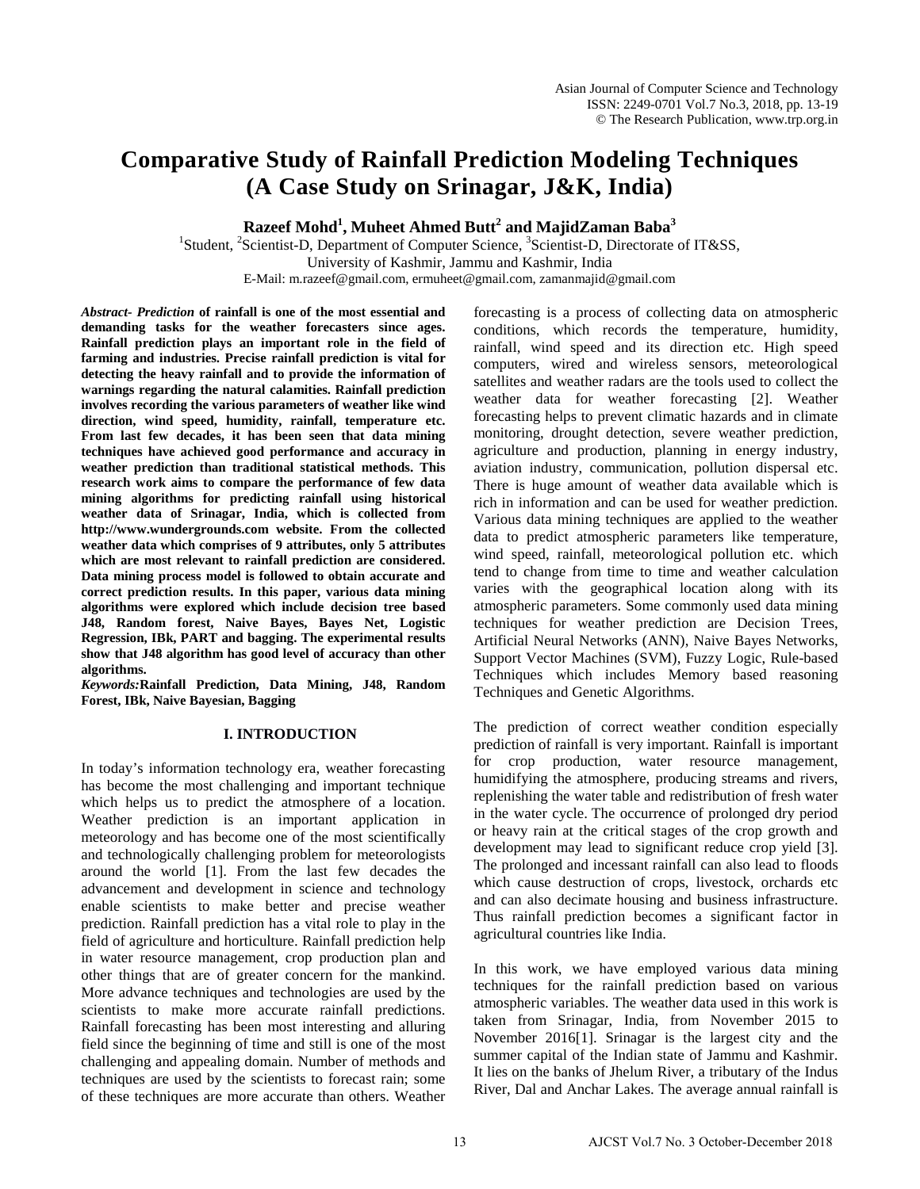# Comparative Study of Rainfall Prediction Modeling Techniques (A Case Study on Srinagar, J&K, India)

**Razeef Mohd[1], Muheet Ahmed Butt[2] and MajidZaman Baba[3]**

[1]Student, [2]Scientist-D, Department of Computer Science, [3]Scientist-D, Directorate of IT&SS,
University of Kashmir, Jammu and Kashmir, India
E-Mail: m.razeef@gmail.com, ermuheet@gmail.com, zamanmajid@gmail.com

***Abstract- Prediction* of rainfall is one of the most essential and demanding tasks for the weather forecasters since ages. Rainfall prediction plays an important role in the field of farming and industries. Precise rainfall prediction is vital for detecting the heavy rainfall and to provide the information of warnings regarding the natural calamities. Rainfall prediction involves recording the various parameters of weather like wind direction, wind speed, humidity, rainfall, temperature etc. From last few decades, it has been seen that data mining techniques have achieved good performance and accuracy in weather prediction than traditional statistical methods. This research work aims to compare the performance of few data mining algorithms for predicting rainfall using historical weather data of Srinagar, India, which is collected from http://www.wundergrounds.com website. From the collected weather data which comprises of 9 attributes, only 5 attributes which are most relevant to rainfall prediction are considered. Data mining process model is followed to obtain accurate and correct prediction results. In this paper, various data mining algorithms were explored which include decision tree based J48, Random forest, Naive Bayes, Bayes Net, Logistic Regression, IBk, PART and bagging. The experimental results show that J48 algorithm has good level of accuracy than other algorithms.**

***Keywords:*Rainfall Prediction, Data Mining, J48, Random Forest, IBk, Naive Bayesian, Bagging**

## I. INTRODUCTION

In today's information technology era, weather forecasting has become the most challenging and important technique which helps us to predict the atmosphere of a location. Weather prediction is an important application in meteorology and has become one of the most scientifically and technologically challenging problem for meteorologists around the world [1]. From the last few decades the advancement and development in science and technology enable scientists to make better and precise weather prediction. Rainfall prediction has a vital role to play in the field of agriculture and horticulture. Rainfall prediction help in water resource management, crop production plan and other things that are of greater concern for the mankind. More advance techniques and technologies are used by the scientists to make more accurate rainfall predictions. Rainfall forecasting has been most interesting and alluring field since the beginning of time and still is one of the most challenging and appealing domain. Number of methods and techniques are used by the scientists to forecast rain; some of these techniques are more accurate than others. Weather forecasting is a process of collecting data on atmospheric conditions, which records the temperature, humidity, rainfall, wind speed and its direction etc. High speed computers, wired and wireless sensors, meteorological satellites and weather radars are the tools used to collect the weather data for weather forecasting [2]. Weather forecasting helps to prevent climatic hazards and in climate monitoring, drought detection, severe weather prediction, agriculture and production, planning in energy industry, aviation industry, communication, pollution dispersal etc. There is huge amount of weather data available which is rich in information and can be used for weather prediction. Various data mining techniques are applied to the weather data to predict atmospheric parameters like temperature, wind speed, rainfall, meteorological pollution etc. which tend to change from time to time and weather calculation varies with the geographical location along with its atmospheric parameters. Some commonly used data mining techniques for weather prediction are Decision Trees, Artificial Neural Networks (ANN), Naive Bayes Networks, Support Vector Machines (SVM), Fuzzy Logic, Rule-based Techniques which includes Memory based reasoning Techniques and Genetic Algorithms.

The prediction of correct weather condition especially prediction of rainfall is very important. Rainfall is important for crop production, water resource management, humidifying the atmosphere, producing streams and rivers, replenishing the water table and redistribution of fresh water in the water cycle. The occurrence of prolonged dry period or heavy rain at the critical stages of the crop growth and development may lead to significant reduce crop yield [3]. The prolonged and incessant rainfall can also lead to floods which cause destruction of crops, livestock, orchards etc and can also decimate housing and business infrastructure. Thus rainfall prediction becomes a significant factor in agricultural countries like India.

In this work, we have employed various data mining techniques for the rainfall prediction based on various atmospheric variables. The weather data used in this work is taken from Srinagar, India, from November 2015 to November 2016[1]. Srinagar is the largest city and the summer capital of the Indian state of Jammu and Kashmir. It lies on the banks of Jhelum River, a tributary of the Indus River, Dal and Anchar Lakes. The average annual rainfall is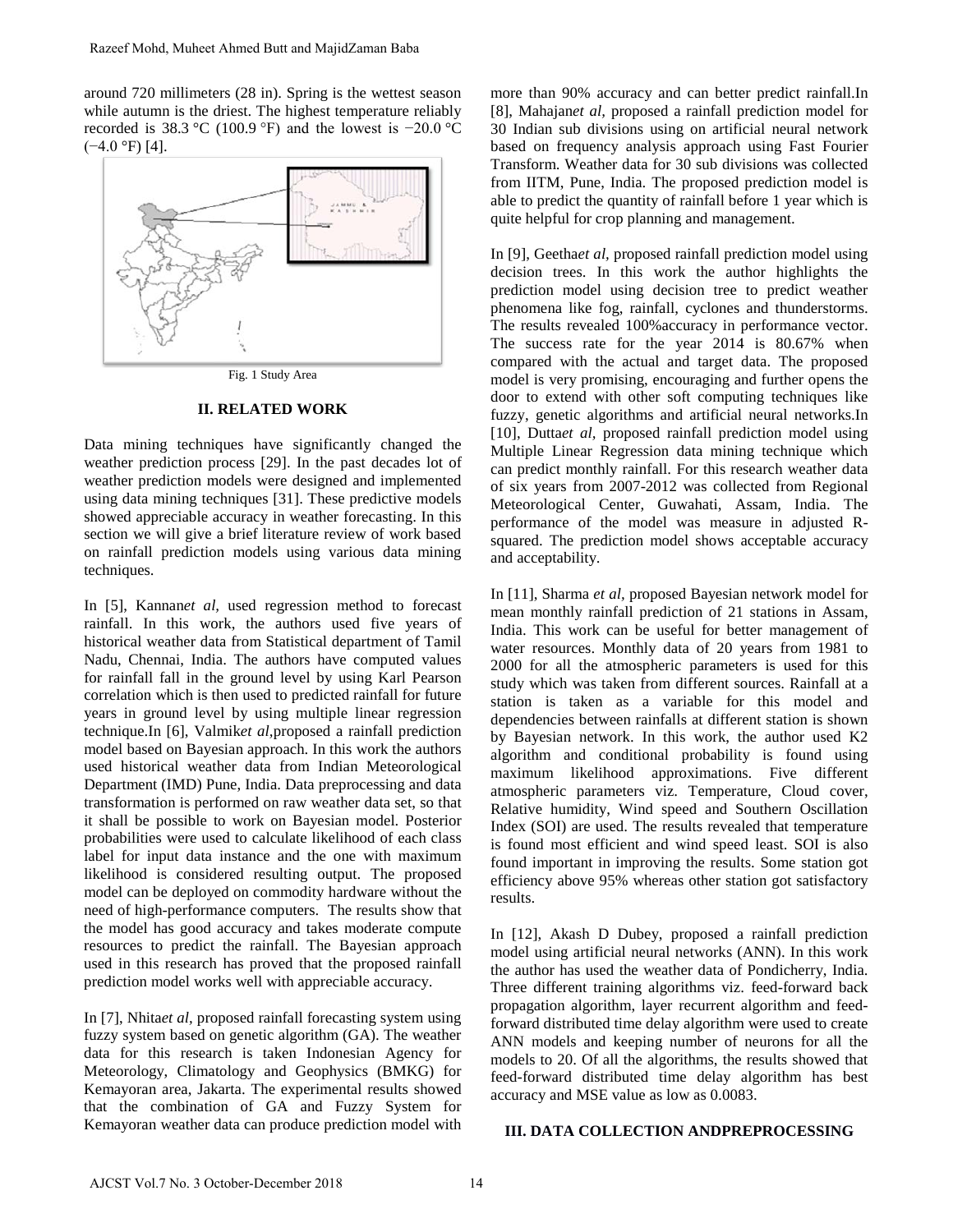around 720 millimeters (28 in). Spring is the wettest season while autumn is the driest. The highest temperature reliably recorded is 38.3 °C (100.9 °F) and the lowest is −20.0 °C (−4.0 °F) [4].

Fig. 1 Study Area

## II. RELATED WORK

Data mining techniques have significantly changed the weather prediction process [29]. In the past decades lot of weather prediction models were designed and implemented using data mining techniques [31]. These predictive models showed appreciable accuracy in weather forecasting. In this section we will give a brief literature review of work based on rainfall prediction models using various data mining techniques.

In [5], Kannan*et al*, used regression method to forecast rainfall. In this work, the authors used five years of historical weather data from Statistical department of Tamil Nadu, Chennai, India. The authors have computed values for rainfall fall in the ground level by using Karl Pearson correlation which is then used to predicted rainfall for future years in ground level by using multiple linear regression technique.In [6], Valmik*et al*,proposed a rainfall prediction model based on Bayesian approach. In this work the authors used historical weather data from Indian Meteorological Department (IMD) Pune, India. Data preprocessing and data transformation is performed on raw weather data set, so that it shall be possible to work on Bayesian model. Posterior probabilities were used to calculate likelihood of each class label for input data instance and the one with maximum likelihood is considered resulting output. The proposed model can be deployed on commodity hardware without the need of high-performance computers. The results show that the model has good accuracy and takes moderate compute resources to predict the rainfall. The Bayesian approach used in this research has proved that the proposed rainfall prediction model works well with appreciable accuracy.

In [7], Nhita*et al*, proposed rainfall forecasting system using fuzzy system based on genetic algorithm (GA). The weather data for this research is taken Indonesian Agency for Meteorology, Climatology and Geophysics (BMKG) for Kemayoran area, Jakarta. The experimental results showed that the combination of GA and Fuzzy System for Kemayoran weather data can produce prediction model with more than 90% accuracy and can better predict rainfall.In [8], Mahajan*et al*, proposed a rainfall prediction model for 30 Indian sub divisions using on artificial neural network based on frequency analysis approach using Fast Fourier Transform. Weather data for 30 sub divisions was collected from IITM, Pune, India. The proposed prediction model is able to predict the quantity of rainfall before 1 year which is quite helpful for crop planning and management.

In [9], Geetha*et al*, proposed rainfall prediction model using decision trees. In this work the author highlights the prediction model using decision tree to predict weather phenomena like fog, rainfall, cyclones and thunderstorms. The results revealed 100%accuracy in performance vector. The success rate for the year 2014 is 80.67% when compared with the actual and target data. The proposed model is very promising, encouraging and further opens the door to extend with other soft computing techniques like fuzzy, genetic algorithms and artificial neural networks.In [10], Dutta*et al*, proposed rainfall prediction model using Multiple Linear Regression data mining technique which can predict monthly rainfall. For this research weather data of six years from 2007-2012 was collected from Regional Meteorological Center, Guwahati, Assam, India. The performance of the model was measure in adjusted R-squared. The prediction model shows acceptable accuracy and acceptability.

In [11], Sharma *et al*, proposed Bayesian network model for mean monthly rainfall prediction of 21 stations in Assam, India. This work can be useful for better management of water resources. Monthly data of 20 years from 1981 to 2000 for all the atmospheric parameters is used for this study which was taken from different sources. Rainfall at a station is taken as a variable for this model and dependencies between rainfalls at different station is shown by Bayesian network. In this work, the author used K2 algorithm and conditional probability is found using maximum likelihood approximations. Five different atmospheric parameters viz. Temperature, Cloud cover, Relative humidity, Wind speed and Southern Oscillation Index (SOI) are used. The results revealed that temperature is found most efficient and wind speed least. SOI is also found important in improving the results. Some station got efficiency above 95% whereas other station got satisfactory results.

In [12], Akash D Dubey, proposed a rainfall prediction model using artificial neural networks (ANN). In this work the author has used the weather data of Pondicherry, India. Three different training algorithms viz. feed-forward back propagation algorithm, layer recurrent algorithm and feed-forward distributed time delay algorithm were used to create ANN models and keeping number of neurons for all the models to 20. Of all the algorithms, the results showed that feed-forward distributed time delay algorithm has best accuracy and MSE value as low as 0.0083.

## III. DATA COLLECTION ANDPREPROCESSING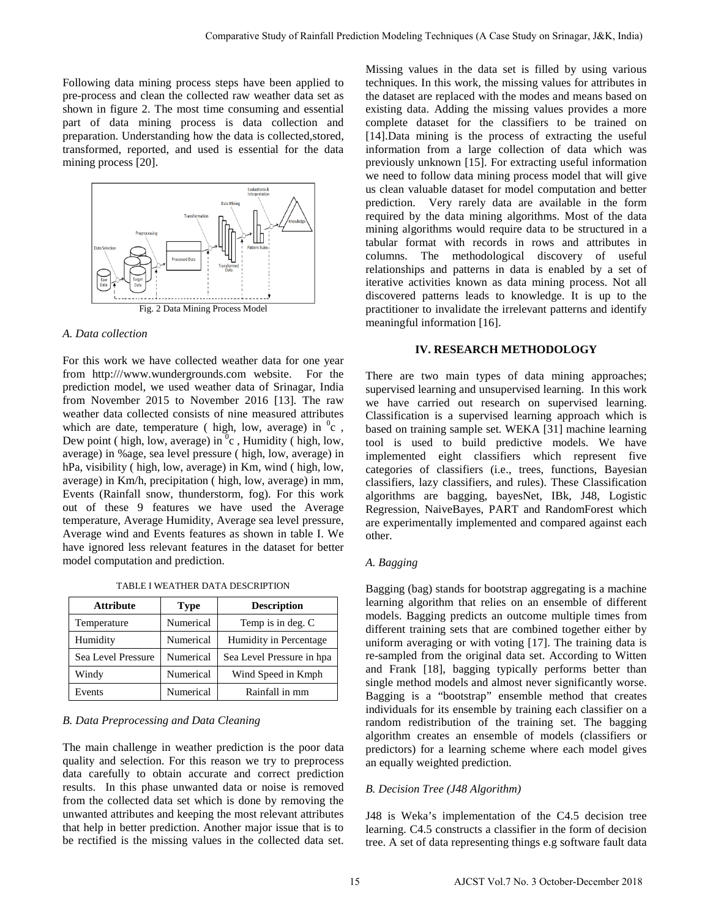Following data mining process steps have been applied to pre-process and clean the collected raw weather data set as shown in figure 2. The most time consuming and essential part of data mining process is data collection and preparation. Understanding how the data is collected,stored, transformed, reported, and used is essential for the data mining process [20].

Fig. 2 Data Mining Process Model

*A. Data collection*

For this work we have collected weather data for one year from http:///www.wundergrounds.com website. For the prediction model, we used weather data of Srinagar, India from November 2015 to November 2016 [13]. The raw weather data collected consists of nine measured attributes which are date, temperature ( high, low, average) in $^0$c , Dew point ( high, low, average) in $^0$c , Humidity ( high, low, average) in %age, sea level pressure ( high, low, average) in hPa, visibility ( high, low, average) in Km, wind ( high, low, average) in Km/h, precipitation ( high, low, average) in mm, Events (Rainfall snow, thunderstorm, fog). For this work out of these 9 features we have used the Average temperature, Average Humidity, Average sea level pressure, Average wind and Events features as shown in table I. We have ignored less relevant features in the dataset for better model computation and prediction.

TABLE I WEATHER DATA DESCRIPTION

| Attribute | Type | Description |
|---|---|---|
| Temperature | Numerical | Temp is in deg. C |
| Humidity | Numerical | Humidity in Percentage |
| Sea Level Pressure | Numerical | Sea Level Pressure in hpa |
| Windy | Numerical | Wind Speed in Kmph |
| Events | Numerical | Rainfall in mm |

*B. Data Preprocessing and Data Cleaning*

The main challenge in weather prediction is the poor data quality and selection. For this reason we try to preprocess data carefully to obtain accurate and correct prediction results. In this phase unwanted data or noise is removed from the collected data set which is done by removing the unwanted attributes and keeping the most relevant attributes that help in better prediction. Another major issue that is to be rectified is the missing values in the collected data set. Missing values in the data set is filled by using various techniques. In this work, the missing values for attributes in the dataset are replaced with the modes and means based on existing data. Adding the missing values provides a more complete dataset for the classifiers to be trained on [14].Data mining is the process of extracting the useful information from a large collection of data which was previously unknown [15]. For extracting useful information we need to follow data mining process model that will give us clean valuable dataset for model computation and better prediction. Very rarely data are available in the form required by the data mining algorithms. Most of the data mining algorithms would require data to be structured in a tabular format with records in rows and attributes in columns. The methodological discovery of useful relationships and patterns in data is enabled by a set of iterative activities known as data mining process. Not all discovered patterns leads to knowledge. It is up to the practitioner to invalidate the irrelevant patterns and identify meaningful information [16].

## IV. RESEARCH METHODOLOGY

There are two main types of data mining approaches; supervised learning and unsupervised learning. In this work we have carried out research on supervised learning. Classification is a supervised learning approach which is based on training sample set. WEKA [31] machine learning tool is used to build predictive models. We have implemented eight classifiers which represent five categories of classifiers (i.e., trees, functions, Bayesian classifiers, lazy classifiers, and rules). These Classification algorithms are bagging, bayesNet, IBk, J48, Logistic Regression, NaiveBayes, PART and RandomForest which are experimentally implemented and compared against each other.

*A. Bagging*

Bagging (bag) stands for bootstrap aggregating is a machine learning algorithm that relies on an ensemble of different models. Bagging predicts an outcome multiple times from different training sets that are combined together either by uniform averaging or with voting [17]. The training data is re-sampled from the original data set. According to Witten and Frank [18], bagging typically performs better than single method models and almost never significantly worse. Bagging is a "bootstrap" ensemble method that creates individuals for its ensemble by training each classifier on a random redistribution of the training set. The bagging algorithm creates an ensemble of models (classifiers or predictors) for a learning scheme where each model gives an equally weighted prediction.

*B. Decision Tree (J48 Algorithm)*

J48 is Weka's implementation of the C4.5 decision tree learning. C4.5 constructs a classifier in the form of decision tree. A set of data representing things e.g software fault data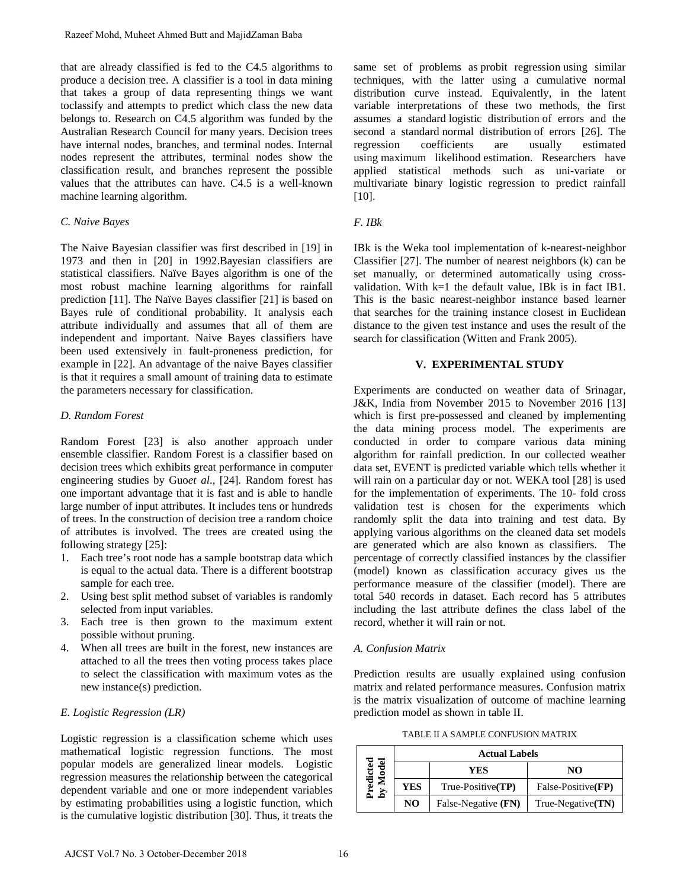that are already classified is fed to the C4.5 algorithms to produce a decision tree. A classifier is a tool in data mining that takes a group of data representing things we want toclassify and attempts to predict which class the new data belongs to. Research on C4.5 algorithm was funded by the Australian Research Council for many years. Decision trees have internal nodes, branches, and terminal nodes. Internal nodes represent the attributes, terminal nodes show the classification result, and branches represent the possible values that the attributes can have. C4.5 is a well-known machine learning algorithm.

### *C. Naive Bayes*

The Naive Bayesian classifier was first described in [19] in 1973 and then in [20] in 1992.Bayesian classifiers are statistical classifiers. Naïve Bayes algorithm is one of the most robust machine learning algorithms for rainfall prediction [11]. The Naïve Bayes classifier [21] is based on Bayes rule of conditional probability. It analysis each attribute individually and assumes that all of them are independent and important. Naive Bayes classifiers have been used extensively in fault-proneness prediction, for example in [22]. An advantage of the naive Bayes classifier is that it requires a small amount of training data to estimate the parameters necessary for classification.

### *D. Random Forest*

Random Forest [23] is also another approach under ensemble classifier. Random Forest is a classifier based on decision trees which exhibits great performance in computer engineering studies by Guo*et al*., [24]. Random forest has one important advantage that it is fast and is able to handle large number of input attributes. It includes tens or hundreds of trees. In the construction of decision tree a random choice of attributes is involved. The trees are created using the following strategy [25]:

1. Each tree's root node has a sample bootstrap data which is equal to the actual data. There is a different bootstrap sample for each tree.
2. Using best split method subset of variables is randomly selected from input variables.
3. Each tree is then grown to the maximum extent possible without pruning.
4. When all trees are built in the forest, new instances are attached to all the trees then voting process takes place to select the classification with maximum votes as the new instance(s) prediction.

### *E. Logistic Regression (LR)*

Logistic regression is a classification scheme which uses mathematical logistic regression functions. The most popular models are generalized linear models. Logistic regression measures the relationship between the categorical dependent variable and one or more independent variables by estimating probabilities using a logistic function, which is the cumulative logistic distribution [30]. Thus, it treats the same set of problems as probit regression using similar techniques, with the latter using a cumulative normal distribution curve instead. Equivalently, in the latent variable interpretations of these two methods, the first assumes a standard logistic distribution of errors and the second a standard normal distribution of errors [26]. The regression coefficients are usually estimated using maximum likelihood estimation. Researchers have applied statistical methods such as uni-variate or multivariate binary logistic regression to predict rainfall [10].

### *F. IBk*

IBk is the Weka tool implementation of k-nearest-neighbor Classifier [27]. The number of nearest neighbors (k) can be set manually, or determined automatically using cross-validation. With k=1 the default value, IBk is in fact IB1. This is the basic nearest-neighbor instance based learner that searches for the training instance closest in Euclidean distance to the given test instance and uses the result of the search for classification (Witten and Frank 2005).

## V. EXPERIMENTAL STUDY

Experiments are conducted on weather data of Srinagar, J&K, India from November 2015 to November 2016 [13] which is first pre-possessed and cleaned by implementing the data mining process model. The experiments are conducted in order to compare various data mining algorithm for rainfall prediction. In our collected weather data set, EVENT is predicted variable which tells whether it will rain on a particular day or not. WEKA tool [28] is used for the implementation of experiments. The 10- fold cross validation test is chosen for the experiments which randomly split the data into training and test data. By applying various algorithms on the cleaned data set models are generated which are also known as classifiers. The percentage of correctly classified instances by the classifier (model) known as classification accuracy gives us the performance measure of the classifier (model). There are total 540 records in dataset. Each record has 5 attributes including the last attribute defines the class label of the record, whether it will rain or not.

### *A. Confusion Matrix*

Prediction results are usually explained using confusion matrix and related performance measures. Confusion matrix is the matrix visualization of outcome of machine learning prediction model as shown in table II.

TABLE II A SAMPLE CONFUSION MATRIX

| | | **Actual Labels** | |
|---|---|---|---|
| **Predicted by Model** | | **YES** | **NO** |
| | **YES** | True-Positive(**TP**) | False-Positive(**FP**) |
| | **NO** | False-Negative (**FN**) | True-Negative(**TN**) |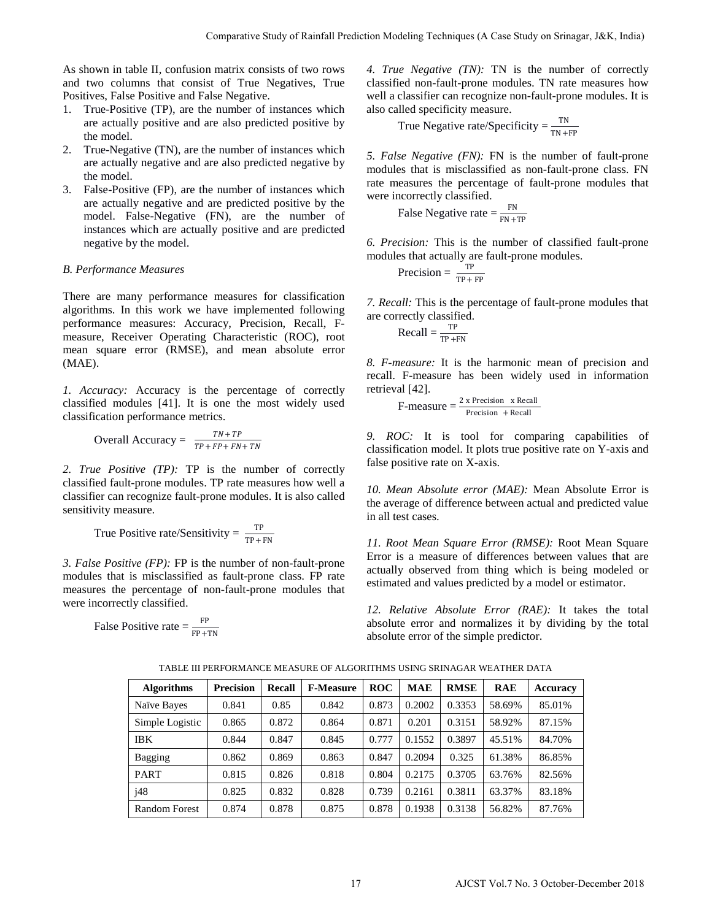As shown in table II, confusion matrix consists of two rows and two columns that consist of True Negatives, True Positives, False Positive and False Negative.

1. True-Positive (TP), are the number of instances which are actually positive and are also predicted positive by the model.
2. True-Negative (TN), are the number of instances which are actually negative and are also predicted negative by the model.
3. False-Positive (FP), are the number of instances which are actually negative and are predicted positive by the model. False-Negative (FN), are the number of instances which are actually positive and are predicted negative by the model.

### B. Performance Measures

There are many performance measures for classification algorithms. In this work we have implemented following performance measures: Accuracy, Precision, Recall, F-measure, Receiver Operating Characteristic (ROC), root mean square error (RMSE), and mean absolute error (MAE).

*1. Accuracy:* Accuracy is the percentage of correctly classified modules [41]. It is one the most widely used classification performance metrics.

$$\text{Overall Accuracy} = \frac{TN + TP}{TP + FP + FN + TN}$$

*2. True Positive (TP):* TP is the number of correctly classified fault-prone modules. TP rate measures how well a classifier can recognize fault-prone modules. It is also called sensitivity measure.

$$\text{True Positive rate/Sensitivity} = \frac{\text{TP}}{\text{TP} + \text{FN}}$$

*3. False Positive (FP):* FP is the number of non-fault-prone modules that is misclassified as fault-prone class. FP rate measures the percentage of non-fault-prone modules that were incorrectly classified.

$$\text{False Positive rate} = \frac{\text{FP}}{\text{FP} + \text{TN}}$$

*4. True Negative (TN):* TN is the number of correctly classified non-fault-prone modules. TN rate measures how well a classifier can recognize non-fault-prone modules. It is also called specificity measure.

$$\text{True Negative rate/Specificity} = \frac{\text{TN}}{\text{TN} + \text{FP}}$$

*5. False Negative (FN):* FN is the number of fault-prone modules that is misclassified as non-fault-prone class. FN rate measures the percentage of fault-prone modules that were incorrectly classified.

$$\text{False Negative rate} = \frac{\text{FN}}{\text{FN} + \text{TP}}$$

*6. Precision:* This is the number of classified fault-prone modules that actually are fault-prone modules.

$$\text{Precision} = \frac{\text{TP}}{\text{TP} + \text{FP}}$$

*7. Recall:* This is the percentage of fault-prone modules that are correctly classified.

$$\text{Recall} = \frac{\text{TP}}{\text{TP} + \text{FN}}$$

*8. F-measure:* It is the harmonic mean of precision and recall. F-measure has been widely used in information retrieval [42].

$$\text{F-measure} = \frac{2 \times \text{Precision} \times \text{Recall}}{\text{Precision} + \text{Recall}}$$

*9. ROC:* It is tool for comparing capabilities of classification model. It plots true positive rate on Y-axis and false positive rate on X-axis.

*10. Mean Absolute error (MAE):* Mean Absolute Error is the average of difference between actual and predicted value in all test cases.

*11. Root Mean Square Error (RMSE):* Root Mean Square Error is a measure of differences between values that are actually observed from thing which is being modeled or estimated and values predicted by a model or estimator.

*12. Relative Absolute Error (RAE):* It takes the total absolute error and normalizes it by dividing by the total absolute error of the simple predictor.

TABLE III PERFORMANCE MEASURE OF ALGORITHMS USING SRINAGAR WEATHER DATA

| Algorithms | Precision | Recall | F-Measure | ROC | MAE | RMSE | RAE | Accuracy |
|---|---|---|---|---|---|---|---|---|
| Naïve Bayes | 0.841 | 0.85 | 0.842 | 0.873 | 0.2002 | 0.3353 | 58.69% | 85.01% |
| Simple Logistic | 0.865 | 0.872 | 0.864 | 0.871 | 0.201 | 0.3151 | 58.92% | 87.15% |
| IBK | 0.844 | 0.847 | 0.845 | 0.777 | 0.1552 | 0.3897 | 45.51% | 84.70% |
| Bagging | 0.862 | 0.869 | 0.863 | 0.847 | 0.2094 | 0.325 | 61.38% | 86.85% |
| PART | 0.815 | 0.826 | 0.818 | 0.804 | 0.2175 | 0.3705 | 63.76% | 82.56% |
| j48 | 0.825 | 0.832 | 0.828 | 0.739 | 0.2161 | 0.3811 | 63.37% | 83.18% |
| Random Forest | 0.874 | 0.878 | 0.875 | 0.878 | 0.1938 | 0.3138 | 56.82% | 87.76% |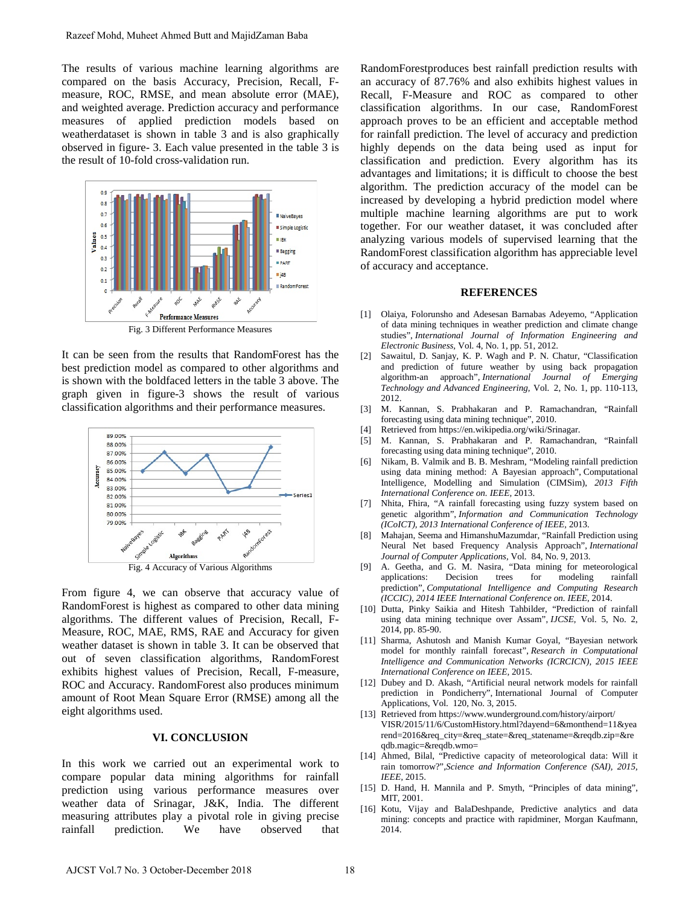The results of various machine learning algorithms are compared on the basis Accuracy, Precision, Recall, F-measure, ROC, RMSE, and mean absolute error (MAE), and weighted average. Prediction accuracy and performance measures of applied prediction models based on weatherdataset is shown in table 3 and is also graphically observed in figure- 3. Each value presented in the table 3 is the result of 10-fold cross-validation run.

Fig. 3 Different Performance Measures

It can be seen from the results that RandomForest has the best prediction model as compared to other algorithms and is shown with the boldfaced letters in the table 3 above. The graph given in figure-3 shows the result of various classification algorithms and their performance measures.

Fig. 4 Accuracy of Various Algorithms

From figure 4, we can observe that accuracy value of RandomForest is highest as compared to other data mining algorithms. The different values of Precision, Recall, F-Measure, ROC, MAE, RMS, RAE and Accuracy for given weather dataset is shown in table 3. It can be observed that out of seven classification algorithms, RandomForest exhibits highest values of Precision, Recall, F-measure, ROC and Accuracy. RandomForest also produces minimum amount of Root Mean Square Error (RMSE) among all the eight algorithms used.

## VI. CONCLUSION

In this work we carried out an experimental work to compare popular data mining algorithms for rainfall prediction using various performance measures over weather data of Srinagar, J&K, India. The different measuring attributes play a pivotal role in giving precise rainfall prediction. We have observed that RandomForestproduces best rainfall prediction results with an accuracy of 87.76% and also exhibits highest values in Recall, F-Measure and ROC as compared to other classification algorithms. In our case, RandomForest approach proves to be an efficient and acceptable method for rainfall prediction. The level of accuracy and prediction highly depends on the data being used as input for classification and prediction. Every algorithm has its advantages and limitations; it is difficult to choose the best algorithm. The prediction accuracy of the model can be increased by developing a hybrid prediction model where multiple machine learning algorithms are put to work together. For our weather dataset, it was concluded after analyzing various models of supervised learning that the RandomForest classification algorithm has appreciable level of accuracy and acceptance.

## REFERENCES

[1] Olaiya, Folorunsho and Adesesan Barnabas Adeyemo, "Application of data mining techniques in weather prediction and climate change studies", *International Journal of Information Engineering and Electronic Business*, Vol. 4, No. 1, pp. 51, 2012.

[2] Sawaitul, D. Sanjay, K. P. Wagh and P. N. Chatur, "Classification and prediction of future weather by using back propagation algorithm-an approach", *International Journal of Emerging Technology and Advanced Engineering*, Vol. 2, No. 1, pp. 110-113, 2012.

[3] M. Kannan, S. Prabhakaran and P. Ramachandran, "Rainfall forecasting using data mining technique", 2010.

[4] Retrieved from https://en.wikipedia.org/wiki/Srinagar.

[5] M. Kannan, S. Prabhakaran and P. Ramachandran, "Rainfall forecasting using data mining technique", 2010.

[6] Nikam, B. Valmik and B. B. Meshram, "Modeling rainfall prediction using data mining method: A Bayesian approach", Computational Intelligence, Modelling and Simulation (CIMSim), *2013 Fifth International Conference on. IEEE*, 2013.

[7] Nhita, Fhira, "A rainfall forecasting using fuzzy system based on genetic algorithm", *Information and Communication Technology (ICoICT), 2013 International Conference of IEEE*, 2013.

[8] Mahajan, Seema and HimanshuMazumdar, "Rainfall Prediction using Neural Net based Frequency Analysis Approach", *International Journal of Computer Applications*, Vol. 84, No. 9, 2013.

[9] A. Geetha, and G. M. Nasira, "Data mining for meteorological applications: Decision trees for modeling rainfall prediction", *Computational Intelligence and Computing Research (ICCIC), 2014 IEEE International Conference on. IEEE*, 2014.

[10] Dutta, Pinky Saikia and Hitesh Tahbilder, "Prediction of rainfall using data mining technique over Assam", *IJCSE*, Vol. 5, No. 2, 2014, pp. 85-90.

[11] Sharma, Ashutosh and Manish Kumar Goyal, "Bayesian network model for monthly rainfall forecast", *Research in Computational Intelligence and Communication Networks (ICRCICN), 2015 IEEE International Conference on IEEE*, 2015.

[12] Dubey and D. Akash, "Artificial neural network models for rainfall prediction in Pondicherry", International Journal of Computer Applications, Vol. 120, No. 3, 2015.

[13] Retrieved from https://www.wunderground.com/history/airport/VISR/2015/11/6/CustomHistory.html?dayend=6&monthend=11&yearend=2016&req_city=&req_state=&req_statename=&reqdb.zip=&reqdb.magic=&reqdb.wmo=

[14] Ahmed, Bilal, "Predictive capacity of meteorological data: Will it rain tomorrow?",*Science and Information Conference (SAI), 2015, IEEE*, 2015.

[15] D. Hand, H. Mannila and P. Smyth, "Principles of data mining", MIT, 2001.

[16] Kotu, Vijay and BalaDeshpande, Predictive analytics and data mining: concepts and practice with rapidminer, Morgan Kaufmann, 2014.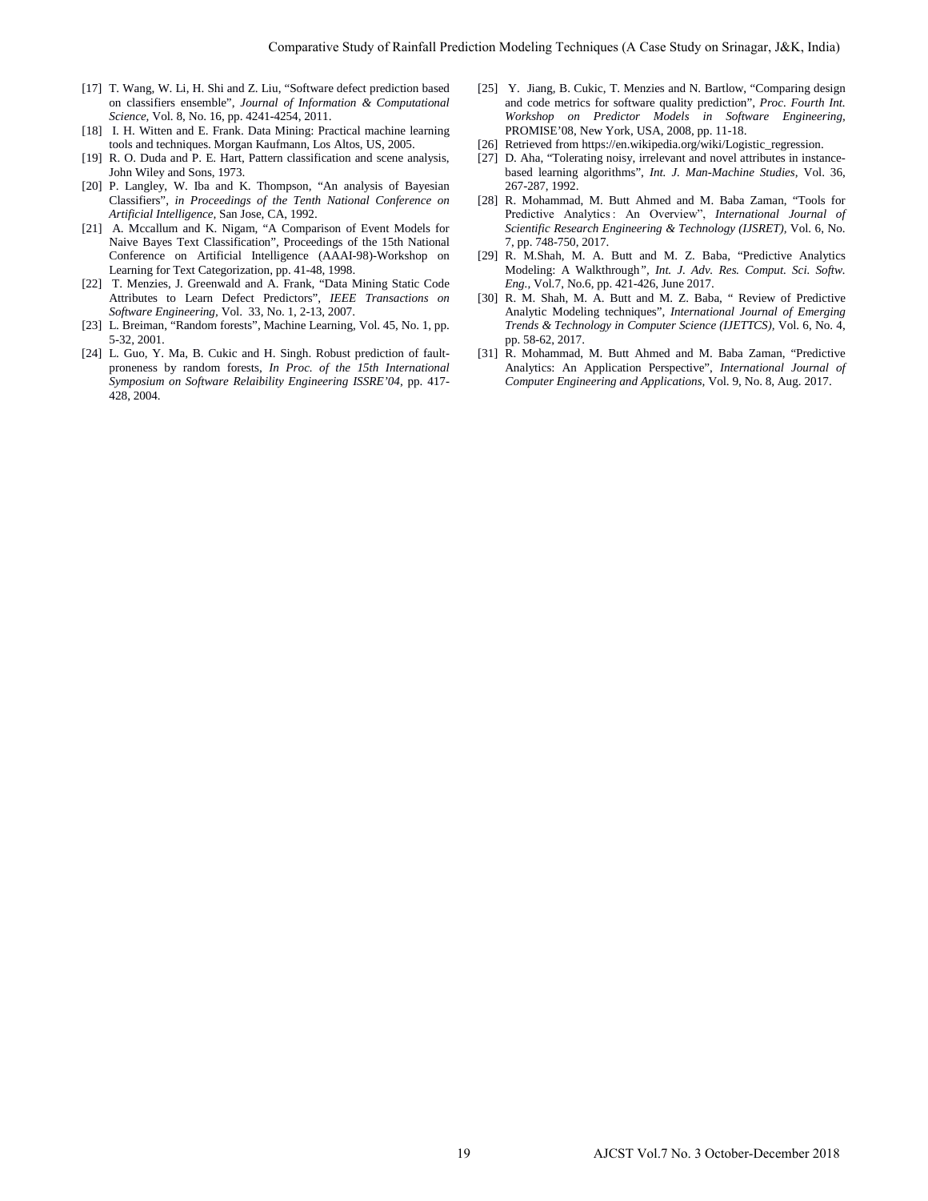[17] T. Wang, W. Li, H. Shi and Z. Liu, "Software defect prediction based on classifiers ensemble", *Journal of Information & Computational Science*, Vol. 8, No. 16, pp. 4241-4254, 2011.

[18] I. H. Witten and E. Frank. Data Mining: Practical machine learning tools and techniques. Morgan Kaufmann, Los Altos, US, 2005.

[19] R. O. Duda and P. E. Hart, Pattern classification and scene analysis, John Wiley and Sons, 1973.

[20] P. Langley, W. Iba and K. Thompson, "An analysis of Bayesian Classifiers", *in Proceedings of the Tenth National Conference on Artificial Intelligence*, San Jose, CA, 1992.

[21] A. Mccallum and K. Nigam, "A Comparison of Event Models for Naive Bayes Text Classification", Proceedings of the 15th National Conference on Artificial Intelligence (AAAI-98)-Workshop on Learning for Text Categorization, pp. 41-48, 1998.

[22] T. Menzies, J. Greenwald and A. Frank, "Data Mining Static Code Attributes to Learn Defect Predictors", *IEEE Transactions on Software Engineering*, Vol. 33, No. 1, 2-13, 2007.

[23] L. Breiman, "Random forests", Machine Learning, Vol. 45, No. 1, pp. 5-32, 2001.

[24] L. Guo, Y. Ma, B. Cukic and H. Singh. Robust prediction of fault-proneness by random forests, *In Proc. of the 15th International Symposium on Software Relaibility Engineering ISSRE'04*, pp. 417-428, 2004.

[25] Y. Jiang, B. Cukic, T. Menzies and N. Bartlow, "Comparing design and code metrics for software quality prediction", *Proc. Fourth Int. Workshop on Predictor Models in Software Engineering*, PROMISE'08, New York, USA, 2008, pp. 11-18.

[26] Retrieved from https://en.wikipedia.org/wiki/Logistic_regression.

[27] D. Aha, "Tolerating noisy, irrelevant and novel attributes in instance-based learning algorithms", *Int. J. Man-Machine Studies*, Vol. 36, 267-287, 1992.

[28] R. Mohammad, M. Butt Ahmed and M. Baba Zaman, "Tools for Predictive Analytics : An Overview", *International Journal of Scientific Research Engineering & Technology (IJSRET)*, Vol. 6, No. 7, pp. 748-750, 2017.

[29] R. M.Shah, M. A. Butt and M. Z. Baba, "Predictive Analytics Modeling: A Walkthrough", *Int. J. Adv. Res. Comput. Sci. Softw. Eng.*, Vol.7, No.6, pp. 421-426, June 2017.

[30] R. M. Shah, M. A. Butt and M. Z. Baba, " Review of Predictive Analytic Modeling techniques", *International Journal of Emerging Trends & Technology in Computer Science (IJETTCS)*, Vol. 6, No. 4, pp. 58-62, 2017.

[31] R. Mohammad, M. Butt Ahmed and M. Baba Zaman, "Predictive Analytics: An Application Perspective", *International Journal of Computer Engineering and Applications*, Vol. 9, No. 8, Aug. 2017.